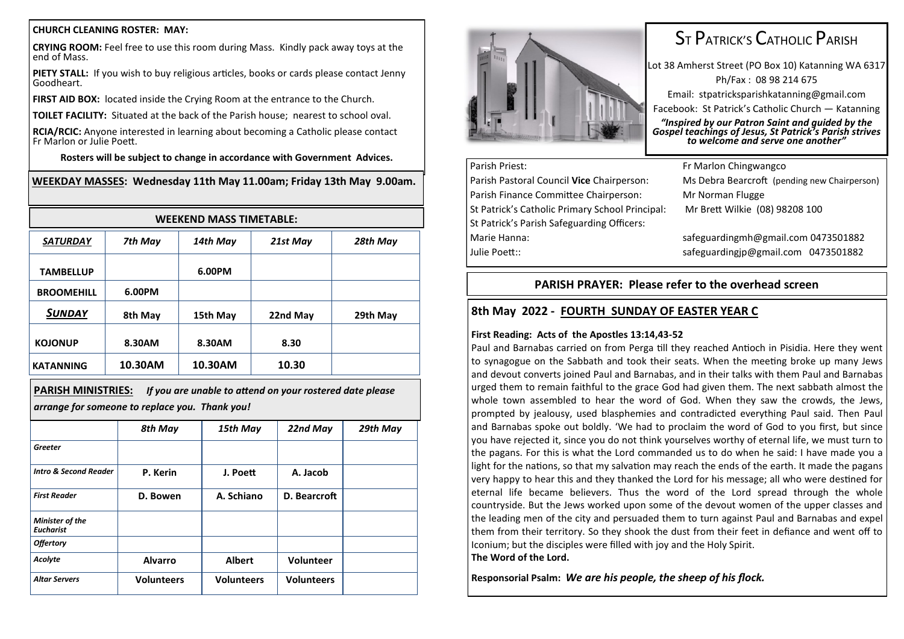**CHURCH CLEANING ROSTER: MAY:**

**CRYING ROOM:** Feel free to use this room during Mass. Kindly pack away toys at the end of Mass.

**PIETY STALL:** If you wish to buy religious articles, books or cards please contact Jenny Goodheart.

**FIRST AID BOX:** located inside the Crying Room at the entrance to the Church.

**TOILET FACILITY:** Situated at the back of the Parish house; nearest to school oval.

**RCIA/RCIC:** Anyone interested in learning about becoming a Catholic please contact Fr Marlon or Julie Poett.

**Rosters will be subject to change in accordance with Government Advices.**

**WEEKDAY MASSES: Wednesday 11th May 11.00am; Friday 13th May 9.00am.**

**WEEKEND MASS TIMETABLE:**

| ***SATURDAY*** | ***7th May*** | ***14th May*** | ***21st May*** | ***28th May*** |
|---|---|---|---|---|
| **TAMBELLUP** | | **6.00PM** | | |
| **BROOMEHILL** | **6.00PM** | | | |
| ***SUNDAY*** | **8th May** | **15th May** | **22nd May** | **29th May** |
| **KOJONUP** | **8.30AM** | **8.30AM** | **8.30** | |
| **KATANNING** | **10.30AM** | **10.30AM** | **10.30** | |

**PARISH MINISTRIES:** ***If you are unable to attend on your rostered date please arrange for someone to replace you. Thank you!***

| | ***8th May*** | ***15th May*** | ***22nd May*** | ***29th May*** |
|---|---|---|---|---|
| ***Greeter*** | | | | |
| ***Intro & Second Reader*** | **P. Kerin** | **J. Poett** | **A. Jacob** | |
| ***First Reader*** | **D. Bowen** | **A. Schiano** | **D. Bearcroft** | |
| ***Minister of the Eucharist*** | | | | |
| ***Offertory*** | | | | |
| ***Acolyte*** | **Alvarro** | **Albert** | **Volunteer** | |
| ***Altar Servers*** | **Volunteers** | **Volunteers** | **Volunteers** | |

# ST PATRICK'S CATHOLIC PARISH

Lot 38 Amherst Street (PO Box 10) Katanning WA 6317

Ph/Fax : 08 98 214 675

Email: stpatricksparishkatanning@gmail.com

Facebook: St Patrick's Catholic Church — Katanning

***"Inspired by our Patron Saint and guided by the Gospel teachings of Jesus, St Patrick's Parish strives to welcome and serve one another"***

| | |
|---|---|
| Parish Priest: | Fr Marlon Chingwangco |
| Parish Pastoral Council **Vice** Chairperson: | Ms Debra Bearcroft (pending new Chairperson) |
| Parish Finance Committee Chairperson: | Mr Norman Flugge |
| St Patrick's Catholic Primary School Principal: | Mr Brett Wilkie (08) 98208 100 |
| St Patrick's Parish Safeguarding Officers: | |
| Marie Hanna: | safeguardingmh@gmail.com 0473501882 |
| Julie Poett:: | safeguardingjp@gmail.com 0473501882 |

**PARISH PRAYER: Please refer to the overhead screen**

## 8th May 2022 - FOURTH SUNDAY OF EASTER YEAR C

**First Reading: Acts of the Apostles 13:14,43-52**

Paul and Barnabas carried on from Perga till they reached Antioch in Pisidia. Here they went to synagogue on the Sabbath and took their seats. When the meeting broke up many Jews and devout converts joined Paul and Barnabas, and in their talks with them Paul and Barnabas urged them to remain faithful to the grace God had given them. The next sabbath almost the whole town assembled to hear the word of God. When they saw the crowds, the Jews, prompted by jealousy, used blasphemies and contradicted everything Paul said. Then Paul and Barnabas spoke out boldly. 'We had to proclaim the word of God to you first, but since you have rejected it, since you do not think yourselves worthy of eternal life, we must turn to the pagans. For this is what the Lord commanded us to do when he said: I have made you a light for the nations, so that my salvation may reach the ends of the earth. It made the pagans very happy to hear this and they thanked the Lord for his message; all who were destined for eternal life became believers. Thus the word of the Lord spread through the whole countryside. But the Jews worked upon some of the devout women of the upper classes and the leading men of the city and persuaded them to turn against Paul and Barnabas and expel them from their territory. So they shook the dust from their feet in defiance and went off to Iconium; but the disciples were filled with joy and the Holy Spirit.

**The Word of the Lord.**

**Responsorial Psalm:** ***We are his people, the sheep of his flock.***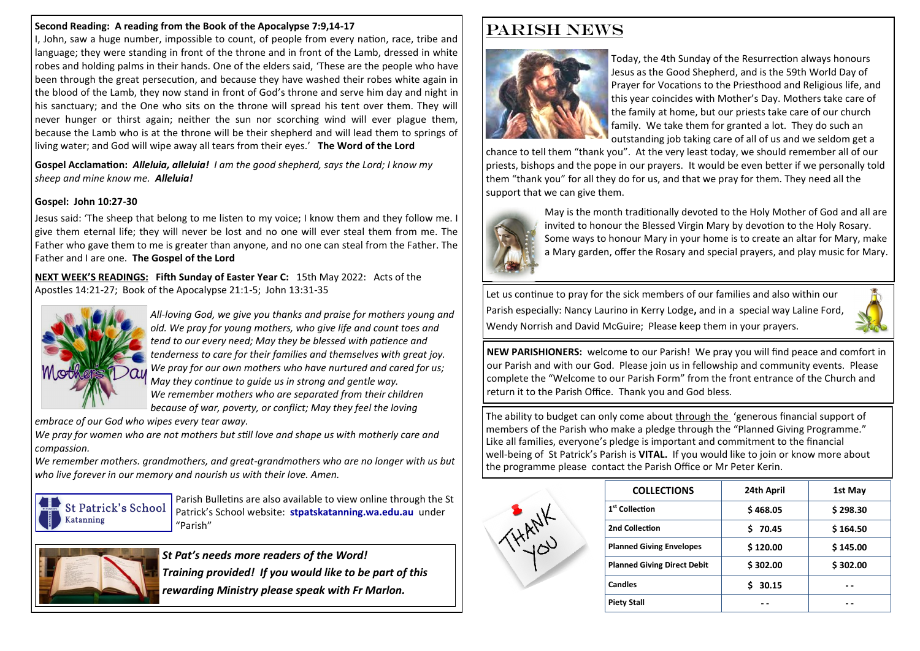**Second Reading: A reading from the Book of the Apocalypse 7:9,14-17**

I, John, saw a huge number, impossible to count, of people from every nation, race, tribe and language; they were standing in front of the throne and in front of the Lamb, dressed in white robes and holding palms in their hands. One of the elders said, 'These are the people who have been through the great persecution, and because they have washed their robes white again in the blood of the Lamb, they now stand in front of God's throne and serve him day and night in his sanctuary; and the One who sits on the throne will spread his tent over them. They will never hunger or thirst again; neither the sun nor scorching wind will ever plague them, because the Lamb who is at the throne will be their shepherd and will lead them to springs of living water; and God will wipe away all tears from their eyes.' **The Word of the Lord**

**Gospel Acclamation:** ***Alleluia, alleluia!*** *I am the good shepherd, says the Lord; I know my sheep and mine know me.* ***Alleluia!***

**Gospel: John 10:27-30**

Jesus said: 'The sheep that belong to me listen to my voice; I know them and they follow me. I give them eternal life; they will never be lost and no one will ever steal them from me. The Father who gave them to me is greater than anyone, and no one can steal from the Father. The Father and I are one. **The Gospel of the Lord**

**NEXT WEEK'S READINGS: Fifth Sunday of Easter Year C:** 15th May 2022: Acts of the Apostles 14:21-27; Book of the Apocalypse 21:1-5; John 13:31-35

Mothers' Day

*All-loving God, we give you thanks and praise for mothers young and old. We pray for young mothers, who give life and count toes and tend to our every need; May they be blessed with patience and tenderness to care for their families and themselves with great joy. We pray for our own mothers who have nurtured and cared for us; May they continue to guide us in strong and gentle way. We remember mothers who are separated from their children because of war, poverty, or conflict; May they feel the loving embrace of our God who wipes every tear away.*

*We pray for women who are not mothers but still love and shape us with motherly care and compassion.*

*We remember mothers. grandmothers, and great-grandmothers who are no longer with us but who live forever in our memory and nourish us with their love. Amen.*

St Patrick's School Katanning

Parish Bulletins are also available to view online through the St Patrick's School website: **stpatskatanning.wa.edu.au** under "Parish"

***St Pat's needs more readers of the Word! Training provided! If you would like to be part of this rewarding Ministry please speak with Fr Marlon.***

# PARISH NEWS

Today, the 4th Sunday of the Resurrection always honours Jesus as the Good Shepherd, and is the 59th World Day of Prayer for Vocations to the Priesthood and Religious life, and this year coincides with Mother's Day. Mothers take care of the family at home, but our priests take care of our church family. We take them for granted a lot. They do such an outstanding job taking care of all of us and we seldom get a chance to tell them "thank you". At the very least today, we should remember all of our priests, bishops and the pope in our prayers. It would be even better if we personally told them "thank you" for all they do for us, and that we pray for them. They need all the support that we can give them.

May is the month traditionally devoted to the Holy Mother of God and all are invited to honour the Blessed Virgin Mary by devotion to the Holy Rosary. Some ways to honour Mary in your home is to create an altar for Mary, make a Mary garden, offer the Rosary and special prayers, and play music for Mary.

Let us continue to pray for the sick members of our families and also within our Parish especially: Nancy Laurino in Kerry Lodge**,** and in a special way Laline Ford, Wendy Norrish and David McGuire; Please keep them in your prayers.

**NEW PARISHIONERS:** welcome to our Parish! We pray you will find peace and comfort in our Parish and with our God. Please join us in fellowship and community events. Please complete the "Welcome to our Parish Form" from the front entrance of the Church and return it to the Parish Office. Thank you and God bless.

The ability to budget can only come about through the 'generous financial support of members of the Parish who make a pledge through the "Planned Giving Programme." Like all families, everyone's pledge is important and commitment to the financial well-being of St Patrick's Parish is **VITAL.** If you would like to join or know more about the programme please contact the Parish Office or Mr Peter Kerin.

THANK YOU

| COLLECTIONS | 24th April | 1st May |
|---|---|---|
| 1st Collection | $ 468.05 | $ 298.30 |
| 2nd Collection | $ 70.45 | $ 164.50 |
| Planned Giving Envelopes | $ 120.00 | $ 145.00 |
| Planned Giving Direct Debit | $ 302.00 | $ 302.00 |
| Candles | $ 30.15 | - - |
| Piety Stall | - - | - - |